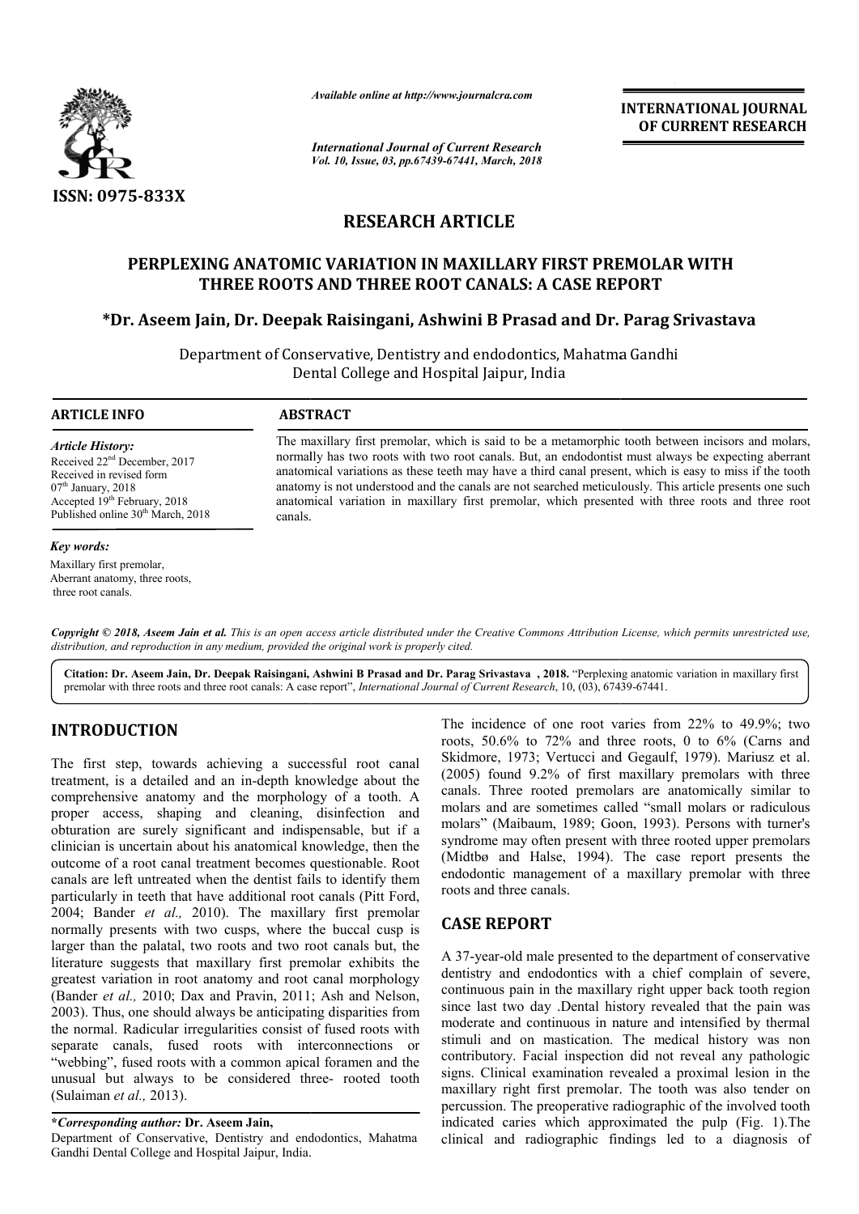ISSN: 0975-833X

*Available online at http://www.journalcra.com*

*International Journal of Current Research*
*Vol. 10, Issue, 03, pp.67439-67441, March, 2018*

**INTERNATIONAL JOURNAL OF CURRENT RESEARCH**

# RESEARCH ARTICLE

# PERPLEXING ANATOMIC VARIATION IN MAXILLARY FIRST PREMOLAR WITH THREE ROOTS AND THREE ROOT CANALS: A CASE REPORT

**\*Dr. Aseem Jain, Dr. Deepak Raisingani, Ashwini B Prasad and Dr. Parag Srivastava**

Department of Conservative, Dentistry and endodontics, Mahatma Gandhi Dental College and Hospital Jaipur, India

## ARTICLE INFO

*Article History:*
Received 22nd December, 2017
Received in revised form
07th January, 2018
Accepted 19th February, 2018
Published online 30th March, 2018

*Key words:*
Maxillary first premolar,
Aberrant anatomy, three roots,
three root canals.

## ABSTRACT

The maxillary first premolar, which is said to be a metamorphic tooth between incisors and molars, normally has two roots with two root canals. But, an endodontist must always be expecting aberrant anatomical variations as these teeth may have a third canal present, which is easy to miss if the tooth anatomy is not understood and the canals are not searched meticulously. This article presents one such anatomical variation in maxillary first premolar, which presented with three roots and three root canals.

*Copyright © 2018, Aseem Jain et al. This is an open access article distributed under the Creative Commons Attribution License, which permits unrestricted use, distribution, and reproduction in any medium, provided the original work is properly cited.*

**Citation: Dr. Aseem Jain, Dr. Deepak Raisingani, Ashwini B Prasad and Dr. Parag Srivastava , 2018.** "Perplexing anatomic variation in maxillary first premolar with three roots and three root canals: A case report", *International Journal of Current Research*, 10, (03), 67439-67441.

## INTRODUCTION

The first step, towards achieving a successful root canal treatment, is a detailed and an in-depth knowledge about the comprehensive anatomy and the morphology of a tooth. A proper access, shaping and cleaning, disinfection and obturation are surely significant and indispensable, but if a clinician is uncertain about his anatomical knowledge, then the outcome of a root canal treatment becomes questionable. Root canals are left untreated when the dentist fails to identify them particularly in teeth that have additional root canals (Pitt Ford, 2004; Bander *et al.,* 2010). The maxillary first premolar normally presents with two cusps, where the buccal cusp is larger than the palatal, two roots and two root canals but, the literature suggests that maxillary first premolar exhibits the greatest variation in root anatomy and root canal morphology (Bander *et al.,* 2010; Dax and Pravin, 2011; Ash and Nelson, 2003). Thus, one should always be anticipating disparities from the normal. Radicular irregularities consist of fused roots with separate canals, fused roots with interconnections or "webbing", fused roots with a common apical foramen and the unusual but always to be considered three- rooted tooth (Sulaiman *et al.,* 2013).

The incidence of one root varies from 22% to 49.9%; two roots, 50.6% to 72% and three roots, 0 to 6% (Carns and Skidmore, 1973; Vertucci and Gegaulf, 1979). Mariusz et al. (2005) found 9.2% of first maxillary premolars with three canals. Three rooted premolars are anatomically similar to molars and are sometimes called "small molars or radiculous molars" (Maibaum, 1989; Goon, 1993). Persons with turner's syndrome may often present with three rooted upper premolars (Midtbø and Halse, 1994). The case report presents the endodontic management of a maxillary premolar with three roots and three canals.

## CASE REPORT

A 37-year-old male presented to the department of conservative dentistry and endodontics with a chief complain of severe, continuous pain in the maxillary right upper back tooth region since last two day .Dental history revealed that the pain was moderate and continuous in nature and intensified by thermal stimuli and on mastication. The medical history was non contributory. Facial inspection did not reveal any pathologic signs. Clinical examination revealed a proximal lesion in the maxillary right first premolar. The tooth was also tender on percussion. The preoperative radiographic of the involved tooth indicated caries which approximated the pulp (Fig. 1).The clinical and radiographic findings led to a diagnosis of

**\*Corresponding author: Dr. Aseem Jain,**
Department of Conservative, Dentistry and endodontics, Mahatma Gandhi Dental College and Hospital Jaipur, India.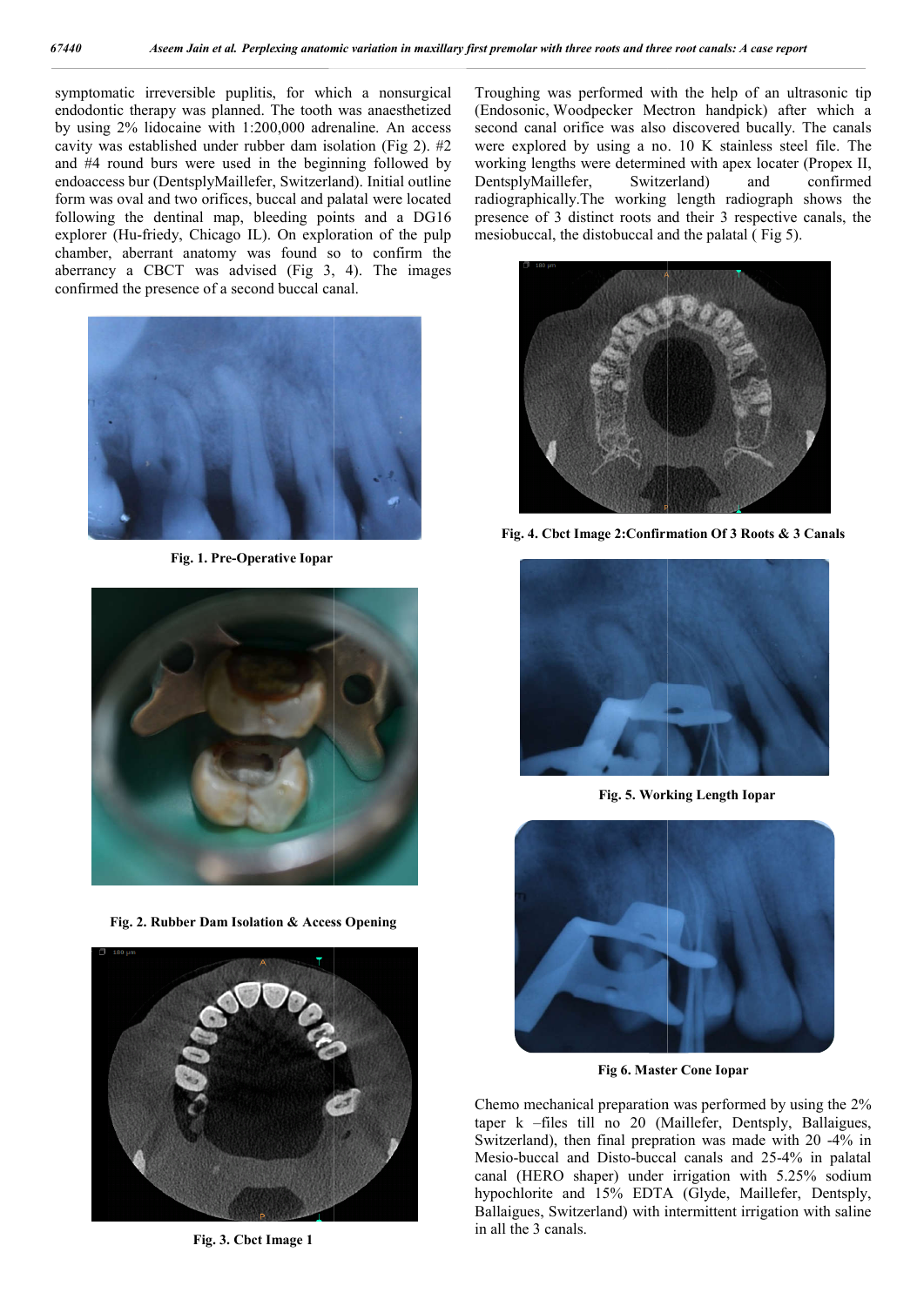symptomatic irreversible puplitis, for which a nonsurgical endodontic therapy was planned. The tooth was anaesthetized by using 2% lidocaine with 1:200,000 adrenaline. An access cavity was established under rubber dam isolation (Fig 2). #2 and #4 round burs were used in the beginning followed by endoaccess bur (DentsplyMaillefer, Switzerland). Initial outline form was oval and two orifices, buccal and palatal were located following the dentinal map, bleeding points and a DG16 explorer (Hu-friedy, Chicago IL). On exploration of the pulp chamber, aberrant anatomy was found so to confirm the aberrancy a CBCT was advised (Fig 3, 4). The images confirmed the presence of a second buccal canal.

**Fig. 1. Pre-Operative Iopar**

**Fig. 2. Rubber Dam Isolation & Access Opening**

**Fig. 3. Cbct Image 1**

Troughing was performed with the help of an ultrasonic tip (Endosonic, Woodpecker Mectron handpick) after which a second canal orifice was also discovered bucally. The canals were explored by using a no. 10 K stainless steel file. The working lengths were determined with apex locater (Propex II, DentsplyMaillefer, Switzerland) and confirmed radiographically.The working length radiograph shows the presence of 3 distinct roots and their respective canals, the mesiobuccal, the distobuccal and the palatal ( Fig 5).

**Fig. 4. Cbct Image 2:Confirmation Of 3 Roots & 3 Canals**

**Fig. 5. Working Length Iopar**

**Fig 6. Master Cone Iopar**

Chemo mechanical preparation was performed by using the 2% taper k –files till no 20 (Maillefer, Dentsply, Ballaigues, Switzerland), then final prepration was made with 20 -4% in Mesio-buccal and Disto-buccal canals and 25-4% in palatal canal (HERO shaper) under irrigation with 5.25% sodium hypochlorite and 15% EDTA (Glyde, Maillefer, Dentsply, Ballaigues, Switzerland) with intermittent irrigation with saline in all the 3 canals.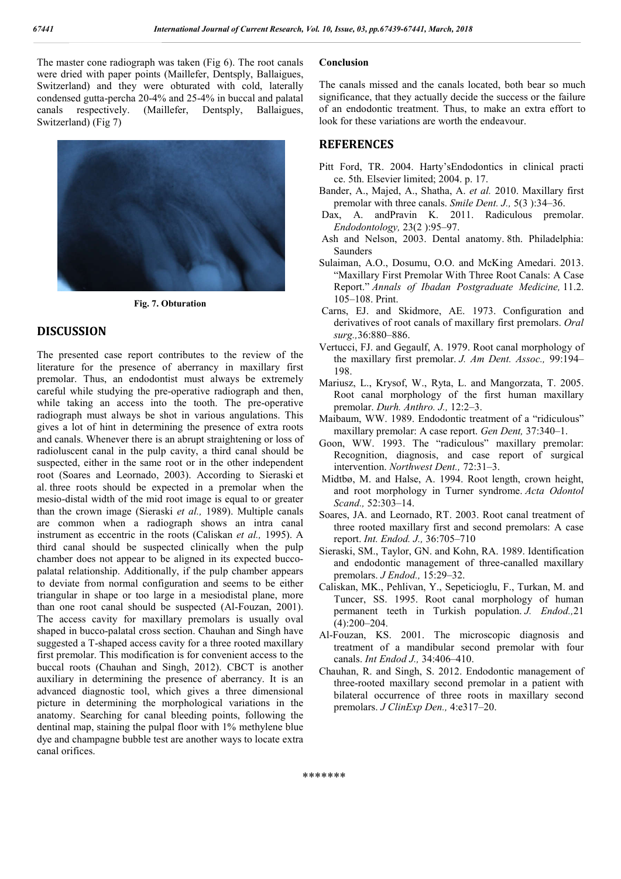The master cone radiograph was taken (Fig 6). The root canals were dried with paper points (Maillefer, Dentsply, Ballaigues, Switzerland) and they were obturated with cold, laterally condensed gutta-percha 20-4% and 25-4% in buccal and palatal canals respectively. (Maillefer, Dentsply, Ballaigues, Switzerland) (Fig 7)

**Fig. 7. Obturation**

## DISCUSSION

The presented case report contributes to the review of the literature for the presence of aberrancy in maxillary first premolar. Thus, an endodontist must always be extremely careful while studying the pre-operative radiograph and then, while taking an access into the tooth. The pre-operative radiograph must always be shot in various angulations. This gives a lot of hint in determining the presence of extra roots and canals. Whenever there is an abrupt straightening or loss of radioluscent canal in the pulp cavity, a third canal should be suspected, either in the same root or in the other independent root (Soares and Leornado, 2003). According to Sieraski et al. three roots should be expected in a premolar when the mesio-distal width of the mid root image is equal to or greater than the crown image (Sieraski *et al.,* 1989). Multiple canals are common when a radiograph shows an intra canal instrument as eccentric in the roots (Caliskan *et al.,* 1995). A third canal should be suspected clinically when the pulp chamber does not appear to be aligned in its expected bucco-palatal relationship. Additionally, if the pulp chamber appears to deviate from normal configuration and seems to be either triangular in shape or too large in a mesiodistal plane, more than one root canal should be suspected (Al-Fouzan, 2001). The access cavity for maxillary premolars is usually oval shaped in bucco-palatal cross section. Chauhan and Singh have suggested a T-shaped access cavity for a three rooted maxillary first premolar. This modification is for convenient access to the buccal roots (Chauhan and Singh, 2012). CBCT is another auxiliary in determining the presence of aberrancy. It is an advanced diagnostic tool, which gives a three dimensional picture in determining the morphological variations in the anatomy. Searching for canal bleeding points, following the dentinal map, staining the pulpal floor with 1% methylene blue dye and champagne bubble test are another ways to locate extra canal orifices.

### Conclusion

The canals missed and the canals located, both bear so much significance, that they actually decide the success or the failure of an endodontic treatment. Thus, to make an extra effort to look for these variations are worth the endeavour.

## REFERENCES

Pitt Ford, TR. 2004. Harty'sEndodontics in clinical practi ce. 5th. Elsevier limited; 2004. p. 17.

Bander, A., Majed, A., Shatha, A. *et al.* 2010. Maxillary first premolar with three canals. *Smile Dent. J.,* 5(3 ):34–36.

Dax, A. andPravin K. 2011. Radiculous premolar. *Endodontology,* 23(2 ):95–97.

Ash and Nelson, 2003. Dental anatomy. 8th. Philadelphia: Saunders

Sulaiman, A.O., Dosumu, O.O. and McKing Amedari. 2013. "Maxillary First Premolar With Three Root Canals: A Case Report." *Annals of Ibadan Postgraduate Medicine,* 11.2. 105–108. Print.

Carns, EJ. and Skidmore, AE. 1973. Configuration and derivatives of root canals of maxillary first premolars. *Oral surg.,*36:880–886.

Vertucci, FJ. and Gegaulf, A. 1979. Root canal morphology of the maxillary first premolar. *J. Am Dent. Assoc.,* 99:194–198.

Mariusz, L., Krysof, W., Ryta, L. and Mangorzata, T. 2005. Root canal morphology of the first human maxillary premolar. *Durh. Anthro. J.,* 12:2–3.

Maibaum, WW. 1989. Endodontic treatment of a "ridiculous" maxillary premolar: A case report. *Gen Dent,* 37:340–1.

Goon, WW. 1993. The "radiculous" maxillary premolar: Recognition, diagnosis, and case report of surgical intervention. *Northwest Dent.,* 72:31–3.

Midtbø, M. and Halse, A. 1994. Root length, crown height, and root morphology in Turner syndrome. *Acta Odontol Scand.,* 52:303–14.

Soares, JA. and Leornado, RT. 2003. Root canal treatment of three rooted maxillary first and second premolars: A case report. *Int. Endod. J.,* 36:705–710

Sieraski, SM., Taylor, GN. and Kohn, RA. 1989. Identification and endodontic management of three-canalled maxillary premolars. *J Endod.,* 15:29–32.

Caliskan, MK., Pehlivan, Y., Sepeticioglu, F., Turkan, M. and Tuncer, SS. 1995. Root canal morphology of human permanent teeth in Turkish population. *J. Endod.,*21 (4):200–204.

Al-Fouzan, KS. 2001. The microscopic diagnosis and treatment of a mandibular second premolar with four canals. *Int Endod J.,* 34:406–410.

Chauhan, R. and Singh, S. 2012. Endodontic management of three-rooted maxillary second premolar in a patient with bilateral occurrence of three roots in maxillary second premolars. *J ClinExp Den.,* 4:e317–20.

\*\*\*\*\*\*\*